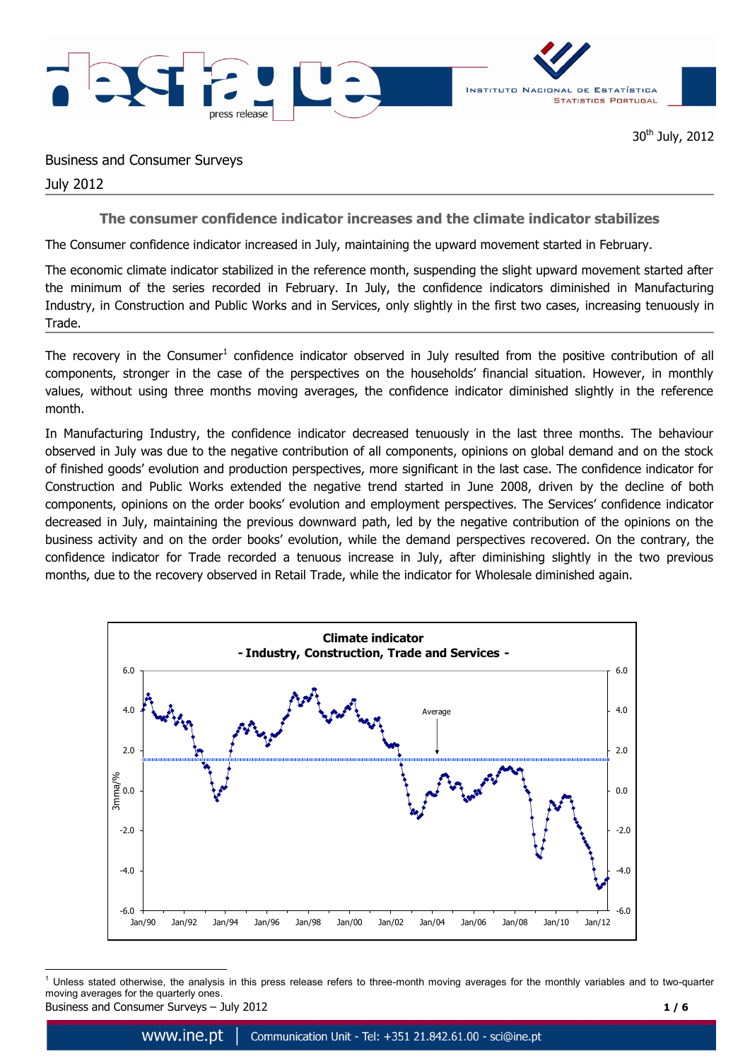30th July, 2012

Business and Consumer Surveys

July 2012

## The consumer confidence indicator increases and the climate indicator stabilizes

The Consumer confidence indicator increased in July, maintaining the upward movement started in February.

The economic climate indicator stabilized in the reference month, suspending the slight upward movement started after the minimum of the series recorded in February. In July, the confidence indicators diminished in Manufacturing Industry, in Construction and Public Works and in Services, only slightly in the first two cases, increasing tenuously in Trade.

The recovery in the Consumer[1] confidence indicator observed in July resulted from the positive contribution of all components, stronger in the case of the perspectives on the households' financial situation. However, in monthly values, without using three months moving averages, the confidence indicator diminished slightly in the reference month.

In Manufacturing Industry, the confidence indicator decreased tenuously in the last three months. The behaviour observed in July was due to the negative contribution of all components, opinions on global demand and on the stock of finished goods' evolution and production perspectives, more significant in the last case. The confidence indicator for Construction and Public Works extended the negative trend started in June 2008, driven by the decline of both components, opinions on the order books' evolution and employment perspectives. The Services' confidence indicator decreased in July, maintaining the previous downward path, led by the negative contribution of the opinions on the business activity and on the order books' evolution, while the demand perspectives recovered. On the contrary, the confidence indicator for Trade recorded a tenuous increase in July, after diminishing slightly in the two previous months, due to the recovery observed in Retail Trade, while the indicator for Wholesale diminished again.

**Climate indicator**
**- Industry, Construction, Trade and Services -**

[1] Unless stated otherwise, the analysis in this press release refers to three-month moving averages for the monthly variables and to two-quarter moving averages for the quarterly ones.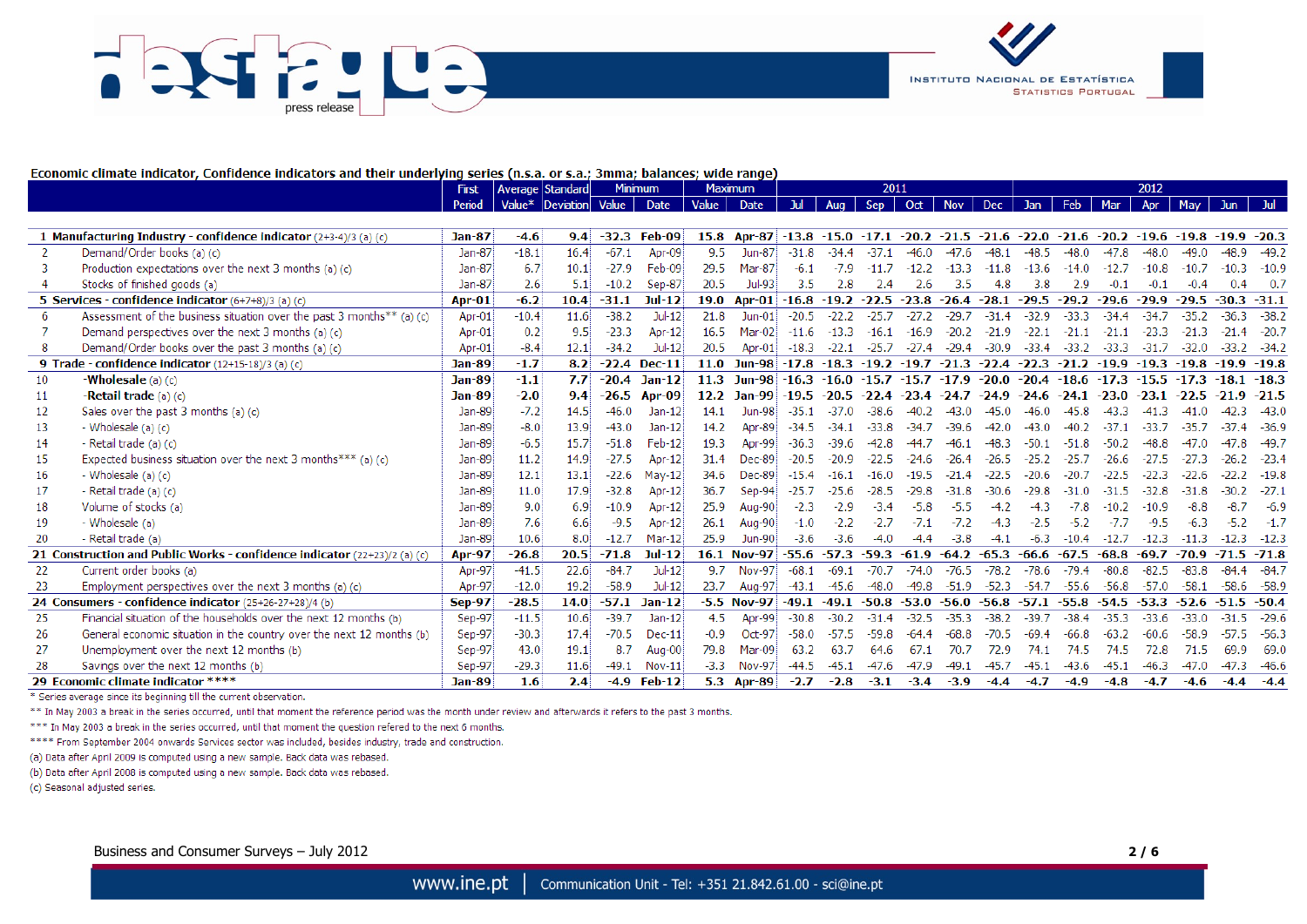Economic climate indicator, Confidence indicators and their underlying series (n.s.a. or s.a.; 3mma; balances; wide range)

| | First Period | Average Value* | Standard Deviation | Minimum | | Maximum | | 2011 | | | | | | 2012 | | | | | | |
|---|---|---|---|---|---|---|---|---|---|---|---|---|---|---|---|---|---|---|---|---|
| | | | | Value | Date | Value | Date | Jul | Aug | Sep | Oct | Nov | Dec | Jan | Feb | Mar | Apr | May | Jun | Jul |
| **1 Manufacturing Industry - confidence indicator** (2+3-4)/3 (a) (c) | **Jan-87** | **-4.6** | **9.4** | **-32.3** | **Feb-09** | **15.8** | **Apr-87** | **-13.8** | **-15.0** | **-17.1** | **-20.2** | **-21.5** | **-21.6** | **-22.0** | **-21.6** | **-20.2** | **-19.6** | **-19.8** | **-19.9** | **-20.3** |
| 2 Demand/Order books (a) (c) | Jan-87 | -18.1 | 16.4 | -67.1 | Apr-09 | 9.5 | Jun-87 | -31.8 | -34.4 | -37.1 | -46.0 | -47.6 | -48.1 | -48.5 | -48.0 | -47.8 | -48.0 | -49.0 | -48.9 | -49.2 |
| 3 Production expectations over the next 3 months (a) (c) | Jan-87 | 6.7 | 10.1 | -27.9 | Feb-09 | 29.5 | Mar-87 | -6.1 | -7.9 | -11.7 | -12.2 | -13.3 | -11.8 | -13.6 | -14.0 | -12.7 | -10.8 | -10.7 | -10.3 | -10.9 |
| 4 Stocks of finished goods (a) | Jan-87 | 2.6 | 5.1 | -10.2 | Sep-87 | 20.5 | Jul-93 | 3.5 | 2.8 | 2.4 | 2.6 | 3.5 | 4.8 | 3.8 | 2.9 | -0.1 | -0.1 | -0.4 | 0.4 | 0.7 |
| **5 Services - confidence indicator** (6+7+8)/3 (a) (c) | **Apr-01** | **-6.2** | **10.4** | **-31.1** | **Jul-12** | **19.0** | **Apr-01** | **-16.8** | **-19.2** | **-22.5** | **-23.8** | **-26.4** | **-28.1** | **-29.5** | **-29.2** | **-29.6** | **-29.9** | **-29.5** | **-30.3** | **-31.1** |
| 6 Assessment of the business situation over the past 3 months** (a) (c) | Apr-01 | -10.4 | 11.6 | -38.2 | Jul-12 | 21.8 | Jun-01 | -20.5 | -22.2 | -25.7 | -27.2 | -29.7 | -31.4 | -32.9 | -33.3 | -34.4 | -34.7 | -35.2 | -36.3 | -38.2 |
| 7 Demand perspectives over the next 3 months (a) (c) | Apr-01 | 0.2 | 9.5 | -23.3 | Apr-12 | 16.5 | Mar-02 | -11.6 | -13.3 | -16.1 | -16.9 | -20.2 | -21.9 | -22.1 | -21.1 | -21.1 | -23.3 | -21.3 | -21.4 | -20.7 |
| 8 Demand/Order books over the past 3 months (a) (c) | Apr-01 | -8.4 | 12.1 | -34.2 | Jul-12 | 20.5 | Apr-01 | -18.3 | -22.1 | -25.7 | -27.4 | -29.4 | -30.9 | -33.4 | -33.2 | -33.3 | -31.7 | -32.0 | -33.2 | -34.2 |
| **9 Trade - confidence indicator** (12+15-18)/3 (a) (c) | **Jan-89** | **-1.7** | **8.2** | **-22.4** | **Dec-11** | **11.0** | **Jun-98** | **-17.8** | **-18.3** | **-19.2** | **-19.7** | **-21.3** | **-22.4** | **-22.3** | **-21.2** | **-19.9** | **-19.3** | **-19.8** | **-19.9** | **-19.8** |
| 10 **-Wholesale** (a) (c) | **Jan-89** | **-1.1** | **7.7** | **-20.4** | **Jan-12** | **11.3** | **Jun-98** | **-16.3** | **-16.0** | **-15.7** | **-15.7** | **-17.9** | **-20.0** | **-20.4** | **-18.6** | **-17.3** | **-15.5** | **-17.3** | **-18.1** | **-18.3** |
| 11 **-Retail trade** (a) (c) | **Jan-89** | **-2.0** | **9.4** | **-26.5** | **Apr-09** | **12.2** | **Jan-99** | **-19.5** | **-20.5** | **-22.4** | **-23.4** | **-24.7** | **-24.9** | **-24.6** | **-24.1** | **-23.0** | **-23.1** | **-22.5** | **-21.9** | **-21.5** |
| 12 Sales over the past 3 months (a) (c) | Jan-89 | -7.2 | 14.5 | -46.0 | Jan-12 | 14.1 | Jun-98 | -35.1 | -37.0 | -38.6 | -40.2 | -43.0 | -45.0 | -46.0 | -45.8 | -43.3 | -41.3 | -41.0 | -42.3 | -43.0 |
| 13 - Wholesale (a) (c) | Jan-89 | -8.0 | 13.9 | -43.0 | Jan-12 | 14.2 | Apr-89 | -34.5 | -34.1 | -33.8 | -34.7 | -39.6 | -42.0 | -43.0 | -40.2 | -37.1 | -33.7 | -35.7 | -37.4 | -36.9 |
| 14 - Retail trade (a) (c) | Jan-89 | -6.5 | 15.7 | -51.8 | Feb-12 | 19.3 | Apr-99 | -36.3 | -39.6 | -42.8 | -44.7 | -46.1 | -48.3 | -50.1 | -51.8 | -50.2 | -48.8 | -47.0 | -47.8 | -49.7 |
| 15 Expected business situation over the next 3 months*** (a) (c) | Jan-89 | 11.2 | 14.9 | -27.5 | Apr-12 | 31.4 | Dec-89 | -20.5 | -20.9 | -22.5 | -24.6 | -26.4 | -26.5 | -25.2 | -25.7 | -26.6 | -27.5 | -27.3 | -26.2 | -23.4 |
| 16 - Wholesale (a) (c) | Jan-89 | 12.1 | 13.1 | -22.6 | May-12 | 34.6 | Dec-89 | -15.4 | -16.1 | -16.0 | -19.5 | -21.4 | -22.5 | -20.6 | -20.7 | -22.5 | -22.3 | -22.6 | -22.2 | -19.8 |
| 17 - Retail trade (a) (c) | Jan-89 | 11.0 | 17.9 | -32.8 | Apr-12 | 36.7 | Sep-94 | -25.7 | -25.6 | -28.5 | -29.8 | -31.8 | -30.6 | -29.8 | -31.0 | -31.5 | -32.8 | -31.8 | -30.2 | -27.1 |
| 18 Volume of stocks (a) | Jan-89 | 9.0 | 6.9 | -10.9 | Apr-12 | 25.9 | Aug-90 | -2.3 | -2.9 | -3.4 | -5.8 | -5.5 | -4.2 | -4.3 | -7.8 | -10.2 | -10.9 | -8.8 | -8.7 | -6.9 |
| 19 - Wholesale (a) | Jan-89 | 7.6 | 6.6 | -9.5 | Apr-12 | 26.1 | Aug-90 | -1.0 | -2.2 | -2.7 | -7.1 | -7.2 | -4.3 | -2.5 | -5.2 | -7.7 | -9.5 | -6.3 | -5.2 | -1.7 |
| 20 - Retail trade (a) | Jan-89 | 10.6 | 8.0 | -12.7 | Mar-12 | 25.9 | Jun-90 | -3.6 | -3.6 | -4.0 | -4.4 | -3.8 | -4.1 | -6.3 | -10.4 | -12.7 | -12.3 | -11.3 | -12.3 | -12.3 |
| **21 Construction and Public Works - confidence indicator** (22+23)/2 (a) (c) | **Apr-97** | **-26.8** | **20.5** | **-71.8** | **Jul-12** | **16.1** | **Nov-97** | **-55.6** | **-57.3** | **-59.3** | **-61.9** | **-64.2** | **-65.3** | **-66.6** | **-67.5** | **-68.8** | **-69.7** | **-70.9** | **-71.5** | **-71.8** |
| 22 Current order books (a) | Apr-97 | -41.5 | 22.6 | -84.7 | Jul-12 | 9.7 | Nov-97 | -68.1 | -69.1 | -70.7 | -74.0 | -76.5 | -78.2 | -78.6 | -79.4 | -80.8 | -82.5 | -83.8 | -84.4 | -84.7 |
| 23 Employment perspectives over the next 3 months (a) (c) | Apr-97 | -12.0 | 19.2 | -58.9 | Jul-12 | 23.7 | Aug-97 | -43.1 | -45.6 | -48.0 | -49.8 | -51.9 | -52.3 | -54.7 | -55.6 | -56.8 | -57.0 | -58.1 | -58.6 | -58.9 |
| **24 Consumers - confidence indicator** (25+26-27+28)/4 (b) | **Sep-97** | **-28.5** | **14.0** | **-57.1** | **Jan-12** | **-5.5** | **Nov-97** | **-49.1** | **-49.1** | **-50.8** | **-53.0** | **-56.0** | **-56.8** | **-57.1** | **-55.8** | **-54.5** | **-53.3** | **-52.6** | **-51.5** | **-50.4** |
| 25 Financial situation of the households over the next 12 months (b) | Sep-97 | -11.5 | 10.6 | -39.7 | Jan-12 | 4.5 | Apr-99 | -30.8 | -30.2 | -31.4 | -32.5 | -35.3 | -38.2 | -39.7 | -38.4 | -35.3 | -33.6 | -33.0 | -31.5 | -29.6 |
| 26 General economic situation in the country over the next 12 months (b) | Sep-97 | -30.3 | 17.4 | -70.5 | Dec-11 | -0.9 | Oct-97 | -58.0 | -57.5 | -59.8 | -64.4 | -68.8 | -70.5 | -69.4 | -66.8 | -63.2 | -60.6 | -58.9 | -57.5 | -56.3 |
| 27 Unemployment over the next 12 months (b) | Sep-97 | 43.0 | 19.1 | 8.7 | Aug-00 | 79.8 | Mar-09 | 63.2 | 63.7 | 64.6 | 67.1 | 70.7 | 72.9 | 74.1 | 74.5 | 74.5 | 72.8 | 71.5 | 69.9 | 69.0 |
| 28 Savings over the next 12 months (b) | Sep-97 | -29.3 | 11.6 | -49.1 | Nov-11 | -3.3 | Nov-97 | -44.5 | -45.1 | -47.6 | -47.9 | -49.1 | -45.7 | -45.1 | -43.6 | -45.1 | -46.3 | -47.0 | -47.3 | -46.6 |
| **29 Economic climate indicator** **** | **Jan-89** | **1.6** | **2.4** | **-4.9** | **Feb-12** | **5.3** | **Apr-89** | **-2.7** | **-2.8** | **-3.1** | **-3.4** | **-3.9** | **-4.4** | **-4.7** | **-4.9** | **-4.8** | **-4.7** | **-4.6** | **-4.4** | **-4.4** |

\* Series average since its beginning till the current observation.

\** In May 2003 a break in the series occurred, until that moment the reference period was the month under review and afterwards it refers to the past 3 months.

\*** In May 2003 a break in the series occurred, until that moment the question refered to the next 6 months.

\**** From September 2004 onwards Services sector was included, besides industry, trade and construction.

(a) Data after April 2009 is computed using a new sample. Back data was rebased.

(b) Data after April 2008 is computed using a new sample. Back data was rebased.

(c) Seasonal adjusted series.

Business and Consumer Surveys – July 2012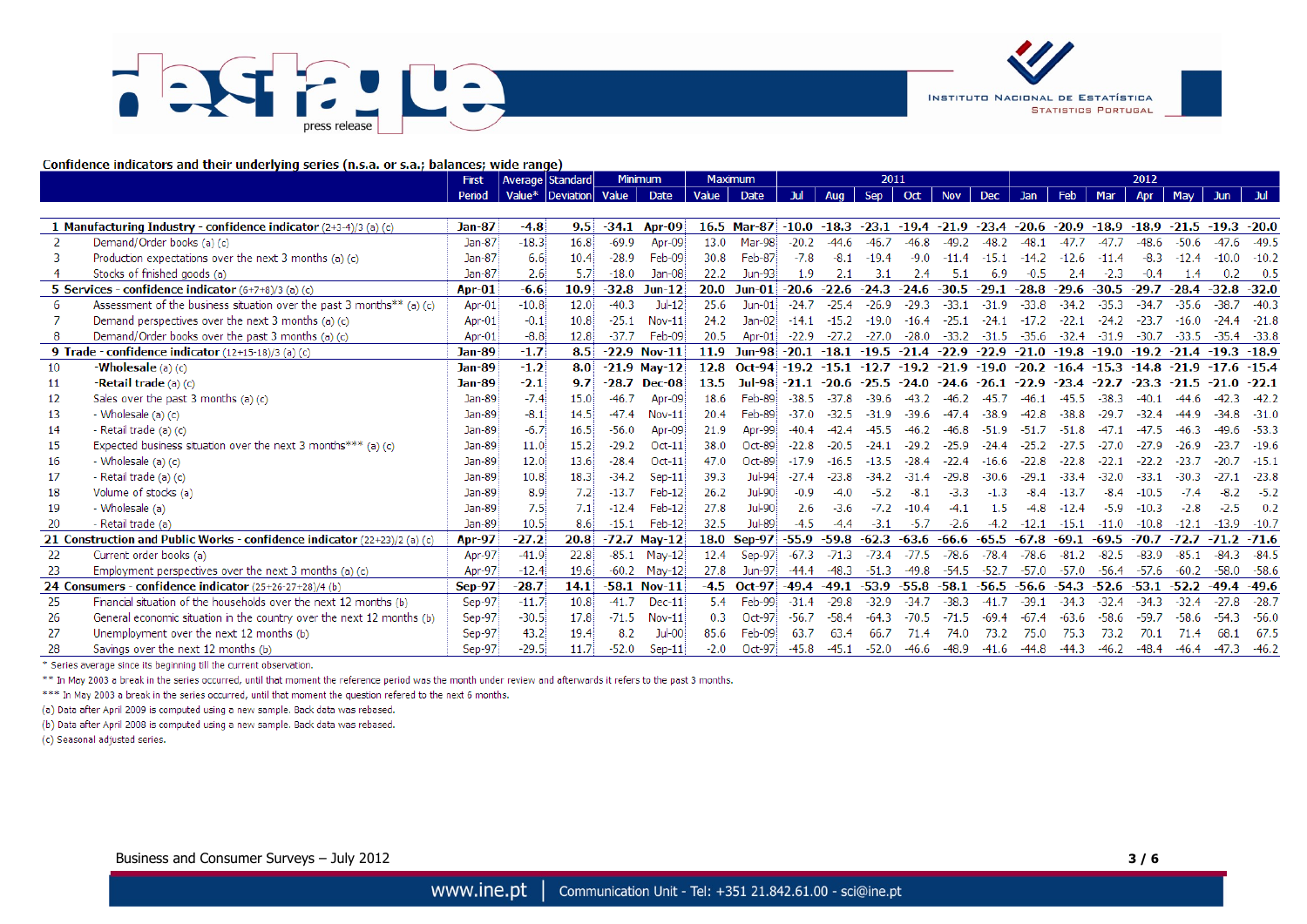**Confidence indicators and their underlying series (n.s.a. or s.a.; balances; wide range)**

| | First Period | Average Value* | Standard Deviation | Minimum Value | Minimum Date | Maximum Value | Maximum Date | 2011 Jul | 2011 Aug | 2011 Sep | 2011 Oct | 2011 Nov | 2011 Dec | 2012 Jan | 2012 Feb | 2012 Mar | 2012 Apr | 2012 May | 2012 Jun | 2012 Jul |
|---|---|---|---|---|---|---|---|---|---|---|---|---|---|---|---|---|---|---|---|---|
| **1 Manufacturing Industry - confidence indicator** (2+3-4)/3 (a) (c) | **Jan-87** | **-4.8** | **9.5** | **-34.1** | **Apr-09** | **16.5** | **Mar-87** | **-10.0** | **-18.3** | **-23.1** | **-19.4** | **-21.9** | **-23.4** | **-20.6** | **-20.9** | **-18.9** | **-18.9** | **-21.5** | **-19.3** | **-20.0** |
| 2 Demand/Order books (a) (c) | Jan-87 | -18.3 | 16.8 | -69.9 | Apr-09 | 13.0 | Mar-98 | -20.2 | -44.6 | -46.7 | -46.8 | -49.2 | -48.2 | -48.1 | -47.7 | -47.7 | -48.6 | -50.6 | -47.6 | -49.5 |
| 3 Production expectations over the next 3 months (a) (c) | Jan-87 | 6.6 | 10.4 | -28.9 | Feb-09 | 30.8 | Feb-87 | -7.8 | -8.1 | -19.4 | -9.0 | -11.4 | -15.1 | -14.2 | -12.6 | -11.4 | -8.3 | -12.4 | -10.0 | -10.2 |
| 4 Stocks of finished goods (a) | Jan-87 | 2.6 | 5.7 | -18.0 | Jan-08 | 22.2 | Jun-93 | 1.9 | 2.1 | 3.1 | 2.4 | 5.1 | 6.9 | -0.5 | 2.4 | -2.3 | -0.4 | 1.4 | 0.2 | 0.5 |
| **5 Services - confidence indicator** (6+7+8)/3 (a) (c) | **Apr-01** | **-6.6** | **10.9** | **-32.8** | **Jun-12** | **20.0** | **Jun-01** | **-20.6** | **-22.6** | **-24.3** | **-24.6** | **-30.5** | **-29.1** | **-28.8** | **-29.6** | **-30.5** | **-29.7** | **-28.4** | **-32.8** | **-32.0** |
| 6 Assessment of the business situation over the past 3 months** (a) (c) | Apr-01 | -10.8 | 12.0 | -40.3 | Jul-12 | 25.6 | Jun-01 | -24.7 | -25.4 | -26.9 | -29.3 | -33.1 | -31.9 | -33.8 | -34.2 | -35.3 | -34.7 | -35.6 | -38.7 | -40.3 |
| 7 Demand perspectives over the next 3 months (a) (c) | Apr-01 | -0.1 | 10.8 | -25.1 | Nov-11 | 24.2 | Jan-02 | -14.1 | -15.2 | -19.0 | -16.4 | -25.1 | -24.1 | -17.2 | -22.1 | -24.2 | -23.7 | -16.0 | -24.4 | -21.8 |
| 8 Demand/Order books over the past 3 months (a) (c) | Apr-01 | -8.8 | 12.8 | -37.7 | Feb-09 | 20.5 | Apr-01 | -22.9 | -27.2 | -27.0 | -28.0 | -33.2 | -31.5 | -35.6 | -32.4 | -31.9 | -30.7 | -33.5 | -35.4 | -33.8 |
| **9 Trade - confidence indicator** (12+15-18)/3 (a) (c) | **Jan-89** | **-1.7** | **8.5** | **-22.9** | **Nov-11** | **11.9** | **Jun-98** | **-20.1** | **-18.1** | **-19.5** | **-21.4** | **-22.9** | **-22.9** | **-21.0** | **-19.8** | **-19.0** | **-19.2** | **-21.4** | **-19.3** | **-18.9** |
| 10 **-Wholesale** (a) (c) | **Jan-89** | **-1.2** | **8.0** | **-21.9** | **May-12** | **12.8** | **Oct-94** | **-19.2** | **-15.1** | **-12.7** | **-19.2** | **-21.9** | **-19.0** | **-20.2** | **-16.4** | **-15.3** | **-14.8** | **-21.9** | **-17.6** | **-15.4** |
| 11 **-Retail trade** (a) (c) | **Jan-89** | **-2.1** | **9.7** | **-28.7** | **Dec-08** | **13.5** | **Jul-98** | **-21.1** | **-20.6** | **-25.5** | **-24.0** | **-24.6** | **-26.1** | **-22.9** | **-23.4** | **-22.7** | **-23.3** | **-21.5** | **-21.0** | **-22.1** |
| 12 Sales over the past 3 months (a) (c) | Jan-89 | -7.4 | 15.0 | -46.7 | Apr-09 | 18.6 | Feb-89 | -38.5 | -37.8 | -39.6 | -43.2 | -46.2 | -45.7 | -46.1 | -45.5 | -38.3 | -40.1 | -44.6 | -42.3 | -42.2 |
| 13 - Wholesale (a) (c) | Jan-89 | -8.1 | 14.5 | -47.4 | Nov-11 | 20.4 | Feb-89 | -37.0 | -32.5 | -31.9 | -39.6 | -47.4 | -38.9 | -42.8 | -38.8 | -29.7 | -32.4 | -44.9 | -34.8 | -31.0 |
| 14 - Retail trade (a) (c) | Jan-89 | -6.7 | 16.5 | -56.0 | Apr-09 | 21.9 | Apr-99 | -40.4 | -42.4 | -45.5 | -46.2 | -46.8 | -51.9 | -51.7 | -51.8 | -47.1 | -47.5 | -46.3 | -49.6 | -53.3 |
| 15 Expected business situation over the next 3 months*** (a) (c) | Jan-89 | 11.0 | 15.2 | -29.2 | Oct-11 | 38.0 | Oct-89 | -22.8 | -20.5 | -24.1 | -29.2 | -25.9 | -24.4 | -25.2 | -27.5 | -27.0 | -27.9 | -26.9 | -23.7 | -19.6 |
| 16 - Wholesale (a) (c) | Jan-89 | 12.0 | 13.6 | -28.4 | Oct-11 | 47.0 | Oct-89 | -17.9 | -16.5 | -13.5 | -28.4 | -22.4 | -16.6 | -22.8 | -22.8 | -22.1 | -22.2 | -23.7 | -20.7 | -15.1 |
| 17 - Retail trade (a) (c) | Jan-89 | 10.8 | 18.3 | -34.2 | Sep-11 | 39.3 | Jul-94 | -27.4 | -23.8 | -34.2 | -31.4 | -29.8 | -30.6 | -29.1 | -33.4 | -32.0 | -33.1 | -30.3 | -27.1 | -23.8 |
| 18 Volume of stocks (a) | Jan-89 | 8.9 | 7.2 | -13.7 | Feb-12 | 26.2 | Jul-90 | -0.9 | -4.0 | -5.2 | -8.1 | -3.3 | -1.3 | -8.4 | -13.7 | -8.4 | -10.5 | -7.4 | -8.2 | -5.2 |
| 19 - Wholesale (a) | Jan-89 | 7.5 | 7.1 | -12.4 | Feb-12 | 27.8 | Jul-90 | 2.6 | -3.6 | -7.2 | -10.4 | -4.1 | 1.5 | -4.8 | -12.4 | -5.9 | -10.3 | -2.8 | -2.5 | 0.2 |
| 20 - Retail trade (a) | Jan-89 | 10.5 | 8.6 | -15.1 | Feb-12 | 32.5 | Jul-89 | -4.5 | -4.4 | -3.1 | -5.7 | -2.6 | -4.2 | -12.1 | -15.1 | -11.0 | -10.8 | -12.1 | -13.9 | -10.7 |
| **21 Construction and Public Works - confidence indicator** (22+23)/2 (a) (c) | **Apr-97** | **-27.2** | **20.8** | **-72.7** | **May-12** | **18.0** | **Sep-97** | **-55.9** | **-59.8** | **-62.3** | **-63.6** | **-66.6** | **-65.5** | **-67.8** | **-69.1** | **-69.5** | **-70.7** | **-72.7** | **-71.2** | **-71.6** |
| 22 Current order books (a) | Apr-97 | -41.9 | 22.8 | -85.1 | May-12 | 12.4 | Sep-97 | -67.3 | -71.3 | -73.4 | -77.5 | -78.6 | -78.4 | -78.6 | -81.2 | -82.5 | -83.9 | -85.1 | -84.3 | -84.5 |
| 23 Employment perspectives over the next 3 months (a) (c) | Apr-97 | -12.4 | 19.6 | -60.2 | May-12 | 27.8 | Jun-97 | -44.4 | -48.3 | -51.3 | -49.8 | -54.5 | -52.7 | -57.0 | -57.0 | -56.4 | -57.6 | -60.2 | -58.0 | -58.6 |
| **24 Consumers - confidence indicator** (25+26-27+28)/4 (b) | **Sep-97** | **-28.7** | **14.1** | **-58.1** | **Nov-11** | **-4.5** | **Oct-97** | **-49.4** | **-49.1** | **-53.9** | **-55.8** | **-58.1** | **-56.5** | **-56.6** | **-54.3** | **-52.6** | **-53.1** | **-52.2** | **-49.4** | **-49.6** |
| 25 Financial situation of the households over the next 12 months (b) | Sep-97 | -11.7 | 10.8 | -41.7 | Dec-11 | 5.4 | Feb-99 | -31.4 | -29.8 | -32.9 | -34.7 | -38.3 | -41.7 | -39.1 | -34.3 | -32.4 | -34.3 | -32.4 | -27.8 | -28.7 |
| 26 General economic situation in the country over the next 12 months (b) | Sep-97 | -30.5 | 17.8 | -71.5 | Nov-11 | 0.3 | Oct-97 | -56.7 | -58.4 | -64.3 | -70.5 | -71.5 | -69.4 | -67.4 | -63.6 | -58.6 | -59.7 | -58.6 | -54.3 | -56.0 |
| 27 Unemployment over the next 12 months (b) | Sep-97 | 43.2 | 19.4 | 8.2 | Jul-00 | 85.6 | Feb-09 | 63.7 | 63.4 | 66.7 | 71.4 | 74.0 | 73.2 | 75.0 | 75.3 | 73.2 | 70.1 | 71.4 | 68.1 | 67.5 |
| 28 Savings over the next 12 months (b) | Sep-97 | -29.5 | 11.7 | -52.0 | Sep-11 | -2.0 | Oct-97 | -45.8 | -45.1 | -52.0 | -46.6 | -48.9 | -41.6 | -44.8 | -44.3 | -46.2 | -48.4 | -46.4 | -47.3 | -46.2 |

\* Series average since its beginning till the current observation.

** In May 2003 a break in the series occurred, until that moment the reference period was the month under review and afterwards it refers to the past 3 months.

*** In May 2003 a break in the series occurred, until that moment the question refered to the next 6 months.

(a) Data after April 2009 is computed using a new sample. Back data was rebased.

(b) Data after April 2008 is computed using a new sample. Back data was rebased.

(c) Seasonal adjusted series.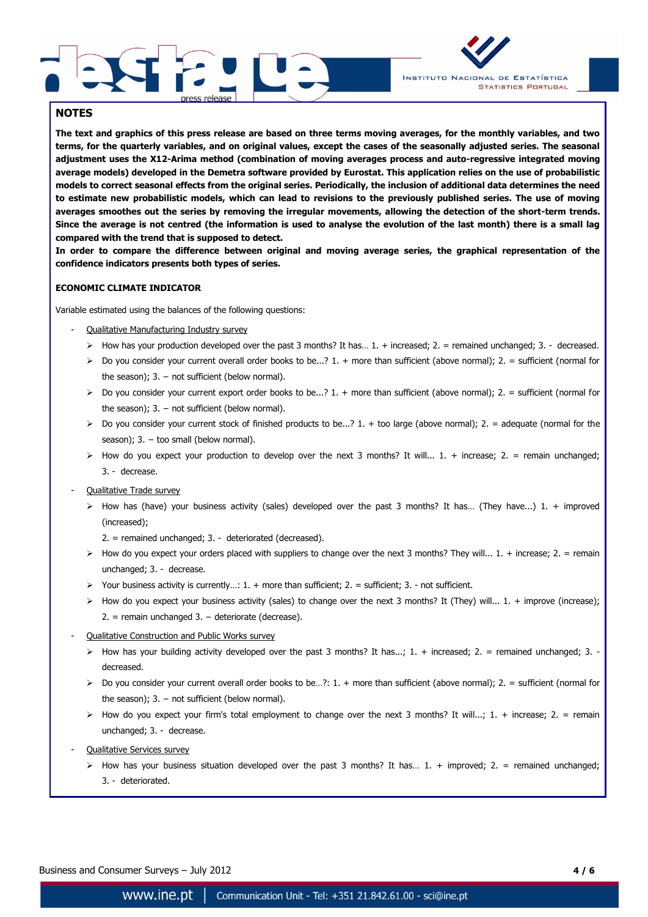## NOTES

**The text and graphics of this press release are based on three terms moving averages, for the monthly variables, and two terms, for the quarterly variables, and on original values, except the cases of the seasonally adjusted series. The seasonal adjustment uses the X12-Arima method (combination of moving averages process and auto-regressive integrated moving average models) developed in the Demetra software provided by Eurostat. This application relies on the use of probabilistic models to correct seasonal effects from the original series. Periodically, the inclusion of additional data determines the need to estimate new probabilistic models, which can lead to revisions to the previously published series. The use of moving averages smoothes out the series by removing the irregular movements, allowing the detection of the short-term trends. Since the average is not centred (the information is used to analyse the evolution of the last month) there is a small lag compared with the trend that is supposed to detect.**

**In order to compare the difference between original and moving average series, the graphical representation of the confidence indicators presents both types of series.**

### ECONOMIC CLIMATE INDICATOR

Variable estimated using the balances of the following questions:

- Qualitative Manufacturing Industry survey
  - How has your production developed over the past 3 months? It has… 1. + increased; 2. = remained unchanged; 3. - decreased.
  - Do you consider your current overall order books to be...? 1. + more than sufficient (above normal); 2. = sufficient (normal for the season); 3. – not sufficient (below normal).
  - Do you consider your current export order books to be...? 1. + more than sufficient (above normal); 2. = sufficient (normal for the season); 3. – not sufficient (below normal).
  - Do you consider your current stock of finished products to be...? 1. + too large (above normal); 2. = adequate (normal for the season); 3. – too small (below normal).
  - How do you expect your production to develop over the next 3 months? It will... 1. + increase; 2. = remain unchanged; 3. - decrease.
- Qualitative Trade survey
  - How has (have) your business activity (sales) developed over the past 3 months? It has… (They have...) 1. + improved (increased);
    2. = remained unchanged; 3. - deteriorated (decreased).
  - How do you expect your orders placed with suppliers to change over the next 3 months? They will... 1. + increase; 2. = remain unchanged; 3. - decrease.
  - Your business activity is currently…: 1. + more than sufficient; 2. = sufficient; 3. - not sufficient.
  - How do you expect your business activity (sales) to change over the next 3 months? It (They) will... 1. + improve (increase); 2. = remain unchanged 3. – deteriorate (decrease).
- Qualitative Construction and Public Works survey
  - How has your building activity developed over the past 3 months? It has...; 1. + increased; 2. = remained unchanged; 3. - decreased.
  - Do you consider your current overall order books to be…?: 1. + more than sufficient (above normal); 2. = sufficient (normal for the season); 3. – not sufficient (below normal).
  - How do you expect your firm's total employment to change over the next 3 months? It will...; 1. + increase; 2. = remain unchanged; 3. - decrease.
- Qualitative Services survey
  - How has your business situation developed over the past 3 months? It has… 1. + improved; 2. = remained unchanged; 3. - deteriorated.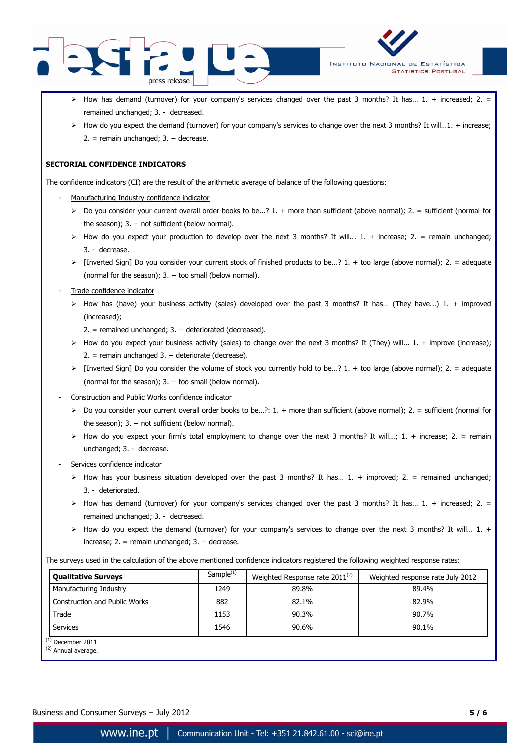- How has demand (turnover) for your company's services changed over the past 3 months? It has… 1. + increased; 2. = remained unchanged; 3. - decreased.
- How do you expect the demand (turnover) for your company's services to change over the next 3 months? It will…1. + increase; 2. = remain unchanged; 3. – decrease.

**SECTORIAL CONFIDENCE INDICATORS**

The confidence indicators (CI) are the result of the arithmetic average of balance of the following questions:

- Manufacturing Industry confidence indicator
  - Do you consider your current overall order books to be...? 1. + more than sufficient (above normal); 2. = sufficient (normal for the season); 3. – not sufficient (below normal).
  - How do you expect your production to develop over the next 3 months? It will... 1. + increase; 2. = remain unchanged; 3. - decrease.
  - [Inverted Sign] Do you consider your current stock of finished products to be...? 1. + too large (above normal); 2. = adequate (normal for the season); 3. – too small (below normal).
- Trade confidence indicator
  - How has (have) your business activity (sales) developed over the past 3 months? It has… (They have...) 1. + improved (increased);
    2. = remained unchanged; 3. – deteriorated (decreased).
  - How do you expect your business activity (sales) to change over the next 3 months? It (They) will... 1. + improve (increase); 2. = remain unchanged 3. – deteriorate (decrease).
  - [Inverted Sign] Do you consider the volume of stock you currently hold to be...? 1. + too large (above normal); 2. = adequate (normal for the season); 3. – too small (below normal).
- Construction and Public Works confidence indicator
  - Do you consider your current overall order books to be…?: 1. + more than sufficient (above normal); 2. = sufficient (normal for the season); 3. – not sufficient (below normal).
  - How do you expect your firm's total employment to change over the next 3 months? It will...; 1. + increase; 2. = remain unchanged; 3. - decrease.
- Services confidence indicator
  - How has your business situation developed over the past 3 months? It has… 1. + improved; 2. = remained unchanged; 3. - deteriorated.
  - How has demand (turnover) for your company's services changed over the past 3 months? It has… 1. + increased; 2. = remained unchanged; 3. - decreased.
  - How do you expect the demand (turnover) for your company's services to change over the next 3 months? It will… 1. + increase; 2. = remain unchanged; 3. – decrease.

The surveys used in the calculation of the above mentioned confidence indicators registered the following weighted response rates:

| **Qualitative Surveys** | Sample[1] | Weighted Response rate 2011[2] | Weighted response rate July 2012 |
|---|---|---|---|
| Manufacturing Industry | 1249 | 89.8% | 89.4% |
| Construction and Public Works | 882 | 82.1% | 82.9% |
| Trade | 1153 | 90.3% | 90.7% |
| Services | 1546 | 90.6% | 90.1% |

[1] December 2011
[2] Annual average.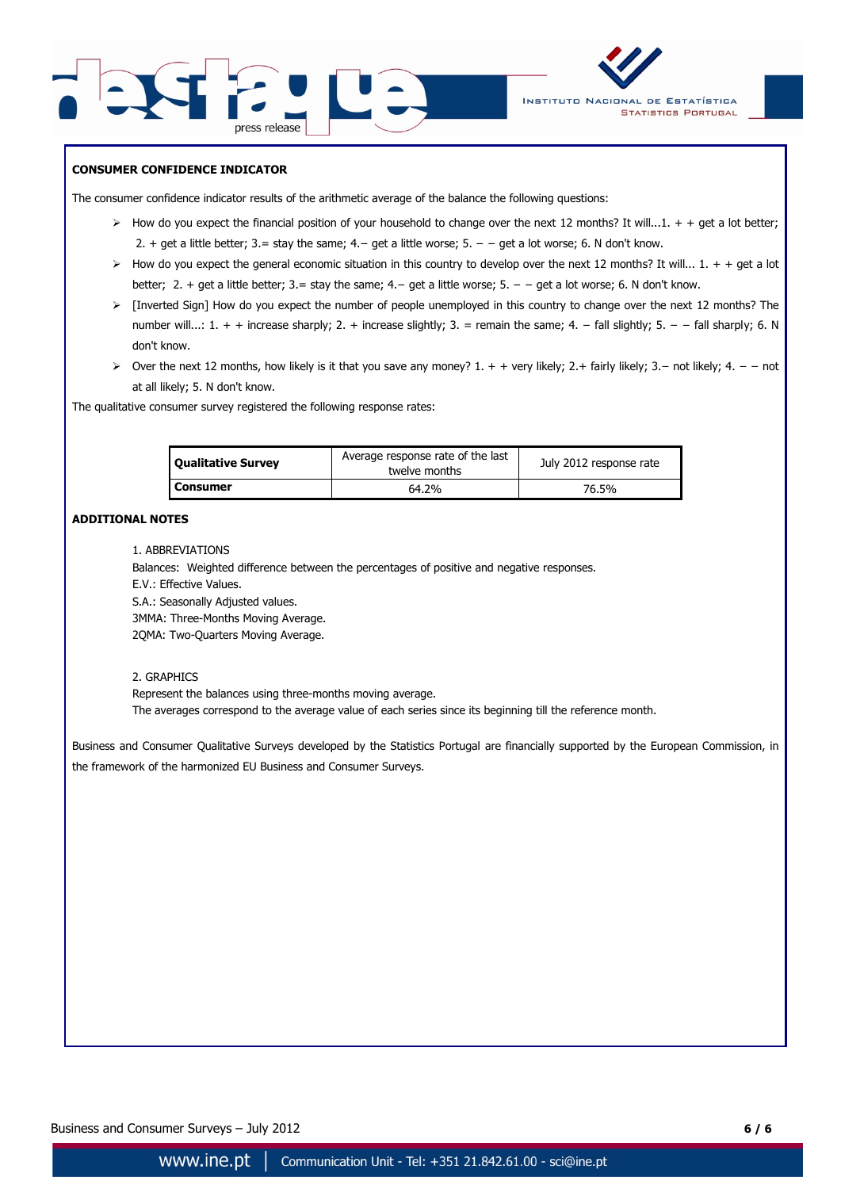## CONSUMER CONFIDENCE INDICATOR

The consumer confidence indicator results of the arithmetic average of the balance the following questions:

- How do you expect the financial position of your household to change over the next 12 months? It will...1. + + get a lot better; 2. + get a little better; 3.= stay the same; 4.− get a little worse; 5. − − get a lot worse; 6. N don't know.
- How do you expect the general economic situation in this country to develop over the next 12 months? It will... 1. + + get a lot better; 2. + get a little better; 3.= stay the same; 4.− get a little worse; 5. − − get a lot worse; 6. N don't know.
- [Inverted Sign] How do you expect the number of people unemployed in this country to change over the next 12 months? The number will...: 1. + + increase sharply; 2. + increase slightly; 3. = remain the same; 4. − fall slightly; 5. − − fall sharply; 6. N don't know.
- Over the next 12 months, how likely is it that you save any money? 1. + + very likely; 2.+ fairly likely; 3.− not likely; 4. − − not at all likely; 5. N don't know.

The qualitative consumer survey registered the following response rates:

| **Qualitative Survey** | Average response rate of the last twelve months | July 2012 response rate |
|---|---|---|
| **Consumer** | 64.2% | 76.5% |

## ADDITIONAL NOTES

1. ABBREVIATIONS

Balances: Weighted difference between the percentages of positive and negative responses.
E.V.: Effective Values.
S.A.: Seasonally Adjusted values.
3MMA: Three-Months Moving Average.
2QMA: Two-Quarters Moving Average.

2. GRAPHICS

Represent the balances using three-months moving average.
The averages correspond to the average value of each series since its beginning till the reference month.

Business and Consumer Qualitative Surveys developed by the Statistics Portugal are financially supported by the European Commission, in the framework of the harmonized EU Business and Consumer Surveys.